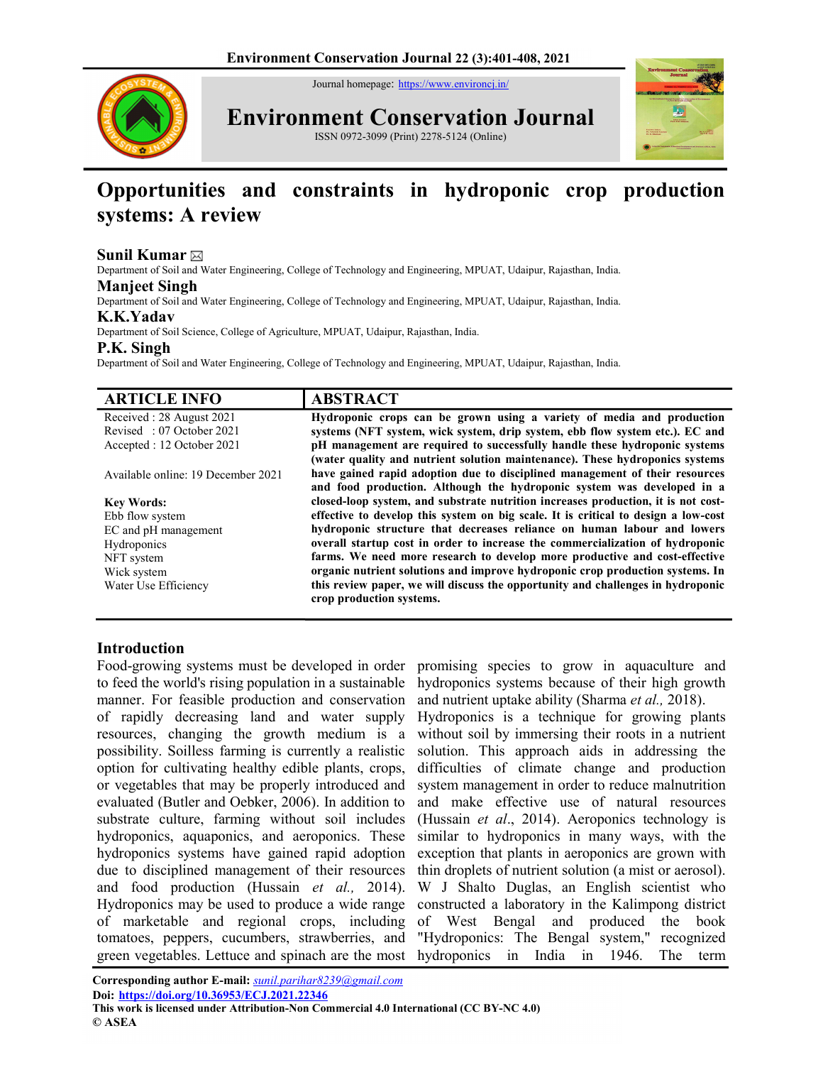# Opportunities and constraints in hydroponic crop production systems: A review

**Sunil Kumar** ✉

Department of Soil and Water Engineering, College of Technology and Engineering, MPUAT, Udaipur, Rajasthan, India.

**Manjeet Singh**

Department of Soil and Water Engineering, College of Technology and Engineering, MPUAT, Udaipur, Rajasthan, India.

**K.K.Yadav**

Department of Soil Science, College of Agriculture, MPUAT, Udaipur, Rajasthan, India.

**P.K. Singh**

Department of Soil and Water Engineering, College of Technology and Engineering, MPUAT, Udaipur, Rajasthan, India.

## ARTICLE INFO

Received : 28 August 2021
Revised : 07 October 2021
Accepted : 12 October 2021

Available online: 19 December 2021

**Key Words:**
Ebb flow system
EC and pH management
Hydroponics
NFT system
Wick system
Water Use Efficiency

## ABSTRACT

**Hydroponic crops can be grown using a variety of media and production systems (NFT system, wick system, drip system, ebb flow system etc.). EC and pH management are required to successfully handle these hydroponic systems (water quality and nutrient solution maintenance). These hydroponics systems have gained rapid adoption due to disciplined management of their resources and food production. Although the hydroponic system was developed in a closed-loop system, and substrate nutrition increases production, it is not cost-effective to develop this system on big scale. It is critical to design a low-cost hydroponic structure that decreases reliance on human labour and lowers overall startup cost in order to increase the commercialization of hydroponic farms. We need more research to develop more productive and cost-effective organic nutrient solutions and improve hydroponic crop production systems. In this review paper, we will discuss the opportunity and challenges in hydroponic crop production systems.**

## Introduction

Food-growing systems must be developed in order to feed the world's rising population in a sustainable manner. For feasible production and conservation of rapidly decreasing land and water supply resources, changing the growth medium is a possibility. Soilless farming is currently a realistic option for cultivating healthy edible plants, crops, or vegetables that may be properly introduced and evaluated (Butler and Oebker, 2006). In addition to substrate culture, farming without soil includes hydroponics, aquaponics, and aeroponics. These hydroponics systems have gained rapid adoption due to disciplined management of their resources and food production (Hussain *et al.,* 2014). Hydroponics may be used to produce a wide range of marketable and regional crops, including tomatoes, peppers, cucumbers, strawberries, and green vegetables. Lettuce and spinach are the most promising species to grow in aquaculture and hydroponics systems because of their high growth and nutrient uptake ability (Sharma *et al.,* 2018). Hydroponics is a technique for growing plants without soil by immersing their roots in a nutrient solution. This approach aids in addressing the difficulties of climate change and production system management in order to reduce malnutrition and make effective use of natural resources (Hussain *et al*., 2014). Aeroponics technology is similar to hydroponics in many ways, with the exception that plants in aeroponics are grown with thin droplets of nutrient solution (a mist or aerosol). W J Shalto Duglas, an English scientist who constructed a laboratory in the Kalimpong district of West Bengal and produced the book "Hydroponics: The Bengal system," recognized hydroponics in India in 1946. The term

**Corresponding author E-mail:** *sunil.parihar8239@gmail.com*
**Doi: https://doi.org/10.36953/ECJ.2021.22346**
**This work is licensed under Attribution-Non Commercial 4.0 International (CC BY-NC 4.0)**
**© ASEA**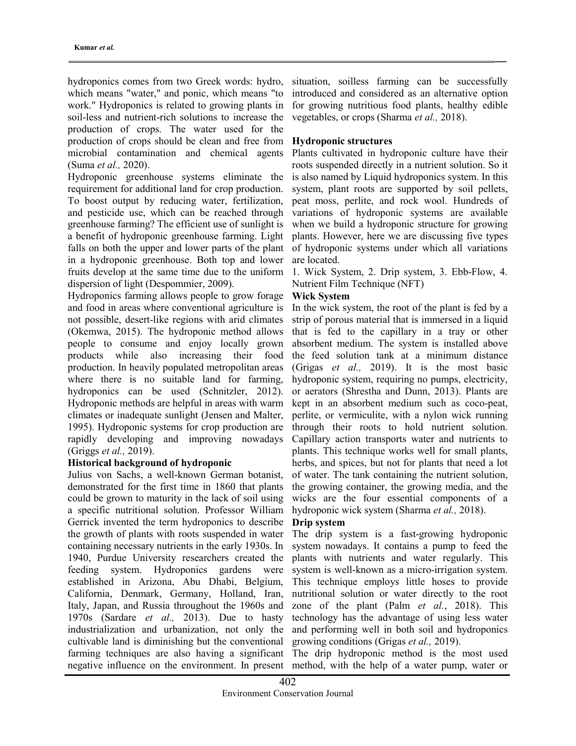hydroponics comes from two Greek words: hydro, which means "water," and ponic, which means "to work." Hydroponics is related to growing plants in soil-less and nutrient-rich solutions to increase the production of crops. The water used for the production of crops should be clean and free from microbial contamination and chemical agents (Suma *et al.,* 2020).

Hydroponic greenhouse systems eliminate the requirement for additional land for crop production. To boost output by reducing water, fertilization, and pesticide use, which can be reached through greenhouse farming? The efficient use of sunlight is a benefit of hydroponic greenhouse farming. Light falls on both the upper and lower parts of the plant in a hydroponic greenhouse. Both top and lower fruits develop at the same time due to the uniform dispersion of light (Despommier, 2009).

Hydroponics farming allows people to grow forage and food in areas where conventional agriculture is not possible, desert-like regions with arid climates (Okemwa, 2015). The hydroponic method allows people to consume and enjoy locally grown products while also increasing their food production. In heavily populated metropolitan areas where there is no suitable land for farming, hydroponics can be used (Schnitzler, 2012). Hydroponic methods are helpful in areas with warm climates or inadequate sunlight (Jensen and Malter, 1995). Hydroponic systems for crop production are rapidly developing and improving nowadays (Griggs *et al.,* 2019).

### Historical background of hydroponic

Julius von Sachs, a well-known German botanist, demonstrated for the first time in 1860 that plants could be grown to maturity in the lack of soil using a specific nutritional solution. Professor William Gerrick invented the term hydroponics to describe the growth of plants with roots suspended in water containing necessary nutrients in the early 1930s. In 1940, Purdue University researchers created the feeding system. Hydroponics gardens were established in Arizona, Abu Dhabi, Belgium, California, Denmark, Germany, Holland, Iran, Italy, Japan, and Russia throughout the 1960s and 1970s (Sardare *et al.,* 2013). Due to hasty industrialization and urbanization, not only the cultivable land is diminishing but the conventional farming techniques are also having a significant negative influence on the environment. In present situation, soilless farming can be successfully introduced and considered as an alternative option for growing nutritious food plants, healthy edible vegetables, or crops (Sharma *et al.,* 2018).

### Hydroponic structures

Plants cultivated in hydroponic culture have their roots suspended directly in a nutrient solution. So it is also named by Liquid hydroponics system. In this system, plant roots are supported by soil pellets, peat moss, perlite, and rock wool. Hundreds of variations of hydroponic systems are available when we build a hydroponic structure for growing plants. However, here we are discussing five types of hydroponic systems under which all variations are located.

1. Wick System, 2. Drip system, 3. Ebb-Flow, 4. Nutrient Film Technique (NFT)

### Wick System

In the wick system, the root of the plant is fed by a strip of porous material that is immersed in a liquid that is fed to the capillary in a tray or other absorbent medium. The system is installed above the feed solution tank at a minimum distance (Grigas *et al.,* 2019). It is the most basic hydroponic system, requiring no pumps, electricity, or aerators (Shrestha and Dunn, 2013). Plants are kept in an absorbent medium such as coco-peat, perlite, or vermiculite, with a nylon wick running through their roots to hold nutrient solution. Capillary action transports water and nutrients to plants. This technique works well for small plants, herbs, and spices, but not for plants that need a lot of water. The tank containing the nutrient solution, the growing container, the growing media, and the wicks are the four essential components of a hydroponic wick system (Sharma *et al.,* 2018).

### Drip system

The drip system is a fast-growing hydroponic system nowadays. It contains a pump to feed the plants with nutrients and water regularly. This system is well-known as a micro-irrigation system. This technique employs little hoses to provide nutritional solution or water directly to the root zone of the plant (Palm *et al.*, 2018). This technology has the advantage of using less water and performing well in both soil and hydroponics growing conditions (Grigas *et al.,* 2019).

The drip hydroponic method is the most used method, with the help of a water pump, water or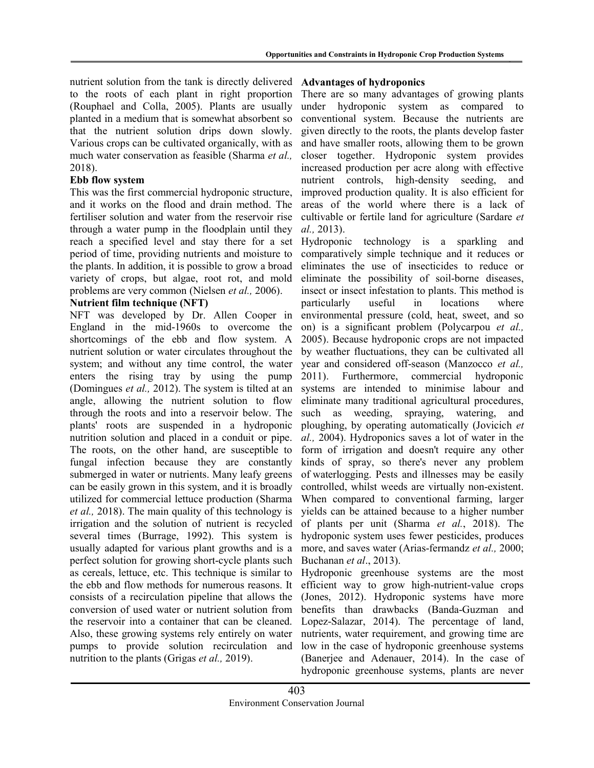nutrient solution from the tank is directly delivered to the roots of each plant in right proportion (Rouphael and Colla, 2005). Plants are usually planted in a medium that is somewhat absorbent so that the nutrient solution drips down slowly. Various crops can be cultivated organically, with as much water conservation as feasible (Sharma *et al.,* 2018).

**Ebb flow system**

This was the first commercial hydroponic structure, and it works on the flood and drain method. The fertiliser solution and water from the reservoir rise through a water pump in the floodplain until they reach a specified level and stay there for a set period of time, providing nutrients and moisture to the plants. In addition, it is possible to grow a broad variety of crops, but algae, root rot, and mold problems are very common (Nielsen *et al.,* 2006).

**Nutrient film technique (NFT)**

NFT was developed by Dr. Allen Cooper in England in the mid-1960s to overcome the shortcomings of the ebb and flow system. A nutrient solution or water circulates throughout the system; and without any time control, the water enters the rising tray by using the pump (Domingues *et al.,* 2012). The system is tilted at an angle, allowing the nutrient solution to flow through the roots and into a reservoir below. The plants' roots are suspended in a hydroponic nutrition solution and placed in a conduit or pipe. The roots, on the other hand, are susceptible to fungal infection because they are constantly submerged in water or nutrients. Many leafy greens can be easily grown in this system, and it is broadly utilized for commercial lettuce production (Sharma *et al.,* 2018). The main quality of this technology is irrigation and the solution of nutrient is recycled several times (Burrage, 1992). This system is usually adapted for various plant growths and is a perfect solution for growing short-cycle plants such as cereals, lettuce, etc. This technique is similar to the ebb and flow methods for numerous reasons. It consists of a recirculation pipeline that allows the conversion of used water or nutrient solution from the reservoir into a container that can be cleaned. Also, these growing systems rely entirely on water pumps to provide solution recirculation and nutrition to the plants (Grigas *et al.,* 2019).

**Advantages of hydroponics**

There are so many advantages of growing plants under hydroponic system as compared to conventional system. Because the nutrients are given directly to the roots, the plants develop faster and have smaller roots, allowing them to be grown closer together. Hydroponic system provides increased production per acre along with effective nutrient controls, high-density seeding, and improved production quality. It is also efficient for areas of the world where there is a lack of cultivable or fertile land for agriculture (Sardare *et al.,* 2013).

Hydroponic technology is a sparkling and comparatively simple technique and it reduces or eliminates the use of insecticides to reduce or eliminate the possibility of soil-borne diseases, insect or insect infestation to plants. This method is particularly useful in locations where environmental pressure (cold, heat, sweet, and so on) is a significant problem (Polycarpou *et al.,* 2005). Because hydroponic crops are not impacted by weather fluctuations, they can be cultivated all year and considered off-season (Manzocco *et al.,* 2011). Furthermore, commercial hydroponic systems are intended to minimise labour and eliminate many traditional agricultural procedures, such as weeding, spraying, watering, and ploughing, by operating automatically (Jovicich *et al.,* 2004). Hydroponics saves a lot of water in the form of irrigation and doesn't require any other kinds of spray, so there's never any problem of waterlogging. Pests and illnesses may be easily controlled, whilst weeds are virtually non-existent. When compared to conventional farming, larger yields can be attained because to a higher number of plants per unit (Sharma *et al.*, 2018). The hydroponic system uses fewer pesticides, produces more, and saves water (Arias-fermandz *et al.,* 2000; Buchanan *et al*., 2013).

Hydroponic greenhouse systems are the most efficient way to grow high-nutrient-value crops (Jones, 2012). Hydroponic systems have more benefits than drawbacks (Banda-Guzman and Lopez-Salazar, 2014). The percentage of land, nutrients, water requirement, and growing time are low in the case of hydroponic greenhouse systems (Banerjee and Adenauer, 2014). In the case of hydroponic greenhouse systems, plants are never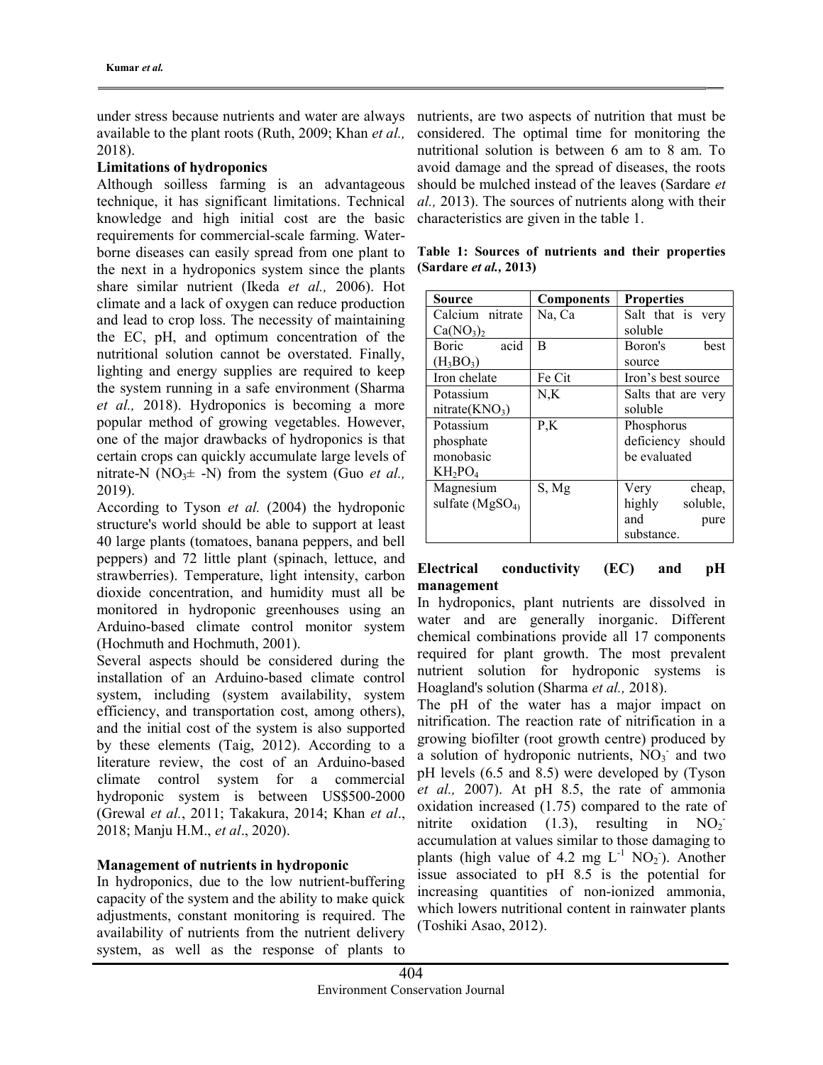under stress because nutrients and water are always available to the plant roots (Ruth, 2009; Khan *et al.,* 2018).

**Limitations of hydroponics**

Although soilless farming is an advantageous technique, it has significant limitations. Technical knowledge and high initial cost are the basic requirements for commercial-scale farming. Water-borne diseases can easily spread from one plant to the next in a hydroponics system since the plants share similar nutrient (Ikeda *et al.,* 2006). Hot climate and a lack of oxygen can reduce production and lead to crop loss. The necessity of maintaining the EC, pH, and optimum concentration of the nutritional solution cannot be overstated. Finally, lighting and energy supplies are required to keep the system running in a safe environment (Sharma *et al.,* 2018). Hydroponics is becoming a more popular method of growing vegetables. However, one of the major drawbacks of hydroponics is that certain crops can quickly accumulate large levels of nitrate-N ($NO_3 \pm$ -N) from the system (Guo *et al.,* 2019).

According to Tyson *et al.* (2004) the hydroponic structure's world should be able to support at least 40 large plants (tomatoes, banana peppers, and bell peppers) and 72 little plant (spinach, lettuce, and strawberries). Temperature, light intensity, carbon dioxide concentration, and humidity must all be monitored in hydroponic greenhouses using an Arduino-based climate control monitor system (Hochmuth and Hochmuth, 2001).

Several aspects should be considered during the installation of an Arduino-based climate control system, including (system availability, system efficiency, and transportation cost, among others), and the initial cost of the system is also supported by these elements (Taig, 2012). According to a literature review, the cost of an Arduino-based climate control system for a commercial hydroponic system is between US$500-2000 (Grewal *et al.*, 2011; Takakura, 2014; Khan *et al*., 2018; Manju H.M., *et al*., 2020).

**Management of nutrients in hydroponic**

In hydroponics, due to the low nutrient-buffering capacity of the system and the ability to make quick adjustments, constant monitoring is required. The availability of nutrients from the nutrient delivery system, as well as the response of plants to nutrients, are two aspects of nutrition that must be considered. The optimal time for monitoring the nutritional solution is between 6 am to 8 am. To avoid damage and the spread of diseases, the roots should be mulched instead of the leaves (Sardare *et al.,* 2013). The sources of nutrients along with their characteristics are given in the table 1.

**Table 1: Sources of nutrients and their properties (Sardare *et al.,* 2013)**

| Source | Components | Properties |
|---|---|---|
| Calcium nitrate $Ca(NO_3)_2$ | Na, Ca | Salt that is very soluble |
| Boric acid ($H_3BO_3$) | B | Boron's best source |
| Iron chelate | Fe Cit | Iron's best source |
| Potassium nitrate($KNO_3$) | N,K | Salts that are very soluble |
| Potassium phosphate monobasic $KH_2PO_4$ | P,K | Phosphorus deficiency should be evaluated |
| Magnesium sulfate ($MgSO_4$) | S, Mg | Very cheap, highly soluble, and pure substance. |

**Electrical conductivity (EC) and pH management**

In hydroponics, plant nutrients are dissolved in water and are generally inorganic. Different chemical combinations provide all 17 components required for plant growth. The most prevalent nutrient solution for hydroponic systems is Hoagland's solution (Sharma *et al.,* 2018).

The pH of the water has a major impact on nitrification. The reaction rate of nitrification in a growing biofilter (root growth centre) produced by a solution of hydroponic nutrients, $NO_3^-$ and two pH levels (6.5 and 8.5) were developed by (Tyson *et al.,* 2007). At pH 8.5, the rate of ammonia oxidation increased (1.75) compared to the rate of nitrite oxidation (1.3), resulting in $NO_2^-$ accumulation at values similar to those damaging to plants (high value of 4.2 mg $L^{-1}$ $NO_2^-$). Another issue associated to pH 8.5 is the potential for increasing quantities of non-ionized ammonia, which lowers nutritional content in rainwater plants (Toshiki Asao, 2012).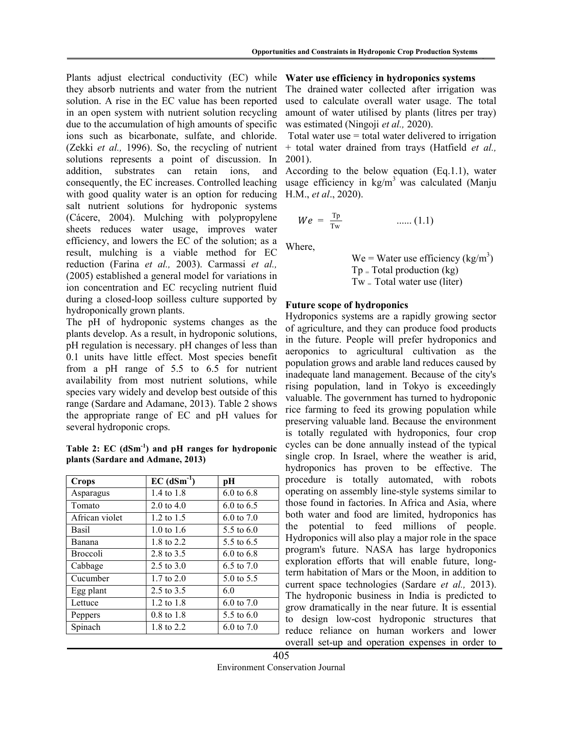Plants adjust electrical conductivity (EC) while they absorb nutrients and water from the nutrient solution. A rise in the EC value has been reported in an open system with nutrient solution recycling due to the accumulation of high amounts of specific ions such as bicarbonate, sulfate, and chloride. (Zekki *et al.,* 1996). So, the recycling of nutrient solutions represents a point of discussion. In addition, substrates can retain ions, and consequently, the EC increases. Controlled leaching with good quality water is an option for reducing salt nutrient solutions for hydroponic systems (Cácere, 2004). Mulching with polypropylene sheets reduces water usage, improves water efficiency, and lowers the EC of the solution; as a result, mulching is a viable method for EC reduction (Farina *et al.,* 2003). Carmassi *et al.,* (2005) established a general model for variations in ion concentration and EC recycling nutrient fluid during a closed-loop soilless culture supported by hydroponically grown plants.

The pH of hydroponic systems changes as the plants develop. As a result, in hydroponic solutions, pH regulation is necessary. pH changes of less than 0.1 units have little effect. Most species benefit from a pH range of 5.5 to 6.5 for nutrient availability from most nutrient solutions, while species vary widely and develop best outside of this range (Sardare and Adamane, 2013). Table 2 shows the appropriate range of EC and pH values for several hydroponic crops.

**Table 2: EC ($dSm^{-1}$) and pH ranges for hydroponic plants (Sardare and Admane, 2013)**

| Crops | EC ($dSm^{-1}$) | pH |
|---|---|---|
| Asparagus | 1.4 to 1.8 | 6.0 to 6.8 |
| Tomato | 2.0 to 4.0 | 6.0 to 6.5 |
| African violet | 1.2 to 1.5 | 6.0 to 7.0 |
| Basil | 1.0 to 1.6 | 5.5 to 6.0 |
| Banana | 1.8 to 2.2 | 5.5 to 6.5 |
| Broccoli | 2.8 to 3.5 | 6.0 to 6.8 |
| Cabbage | 2.5 to 3.0 | 6.5 to 7.0 |
| Cucumber | 1.7 to 2.0 | 5.0 to 5.5 |
| Egg plant | 2.5 to 3.5 | 6.0 |
| Lettuce | 1.2 to 1.8 | 6.0 to 7.0 |
| Peppers | 0.8 to 1.8 | 5.5 to 6.0 |
| Spinach | 1.8 to 2.2 | 6.0 to 7.0 |

## Water use efficiency in hydroponics systems

The drained water collected after irrigation was used to calculate overall water usage. The total amount of water utilised by plants (litres per tray) was estimated (Ningoji *et al.,* 2020).

Total water use = total water delivered to irrigation + total water drained from trays (Hatfield *et al.,* 2001).

According to the below equation (Eq.1.1), water usage efficiency in $kg/m^3$ was calculated (Manju H.M., *et al*., 2020).

$$We = \frac{Tp}{Tw} \quad \text{...... (1.1)}$$

Where,

We = Water use efficiency ($kg/m^3$)
Tp = Total production (kg)
Tw = Total water use (liter)

## Future scope of hydroponics

Hydroponics systems are a rapidly growing sector of agriculture, and they can produce food products in the future. People will prefer hydroponics and aeroponics to agricultural cultivation as the population grows and arable land reduces caused by inadequate land management. Because of the city's rising population, land in Tokyo is exceedingly valuable. The government has turned to hydroponic rice farming to feed its growing population while preserving valuable land. Because the environment is totally regulated with hydroponics, four crop cycles can be done annually instead of the typical single crop. In Israel, where the weather is arid, hydroponics has proven to be effective. The procedure is totally automated, with robots operating on assembly line-style systems similar to those found in factories. In Africa and Asia, where both water and food are limited, hydroponics has the potential to feed millions of people. Hydroponics will also play a major role in the space program's future. NASA has large hydroponics exploration efforts that will enable future, long-term habitation of Mars or the Moon, in addition to current space technologies (Sardare *et al.,* 2013). The hydroponic business in India is predicted to grow dramatically in the near future. It is essential to design low-cost hydroponic structures that reduce reliance on human workers and lower overall set-up and operation expenses in order to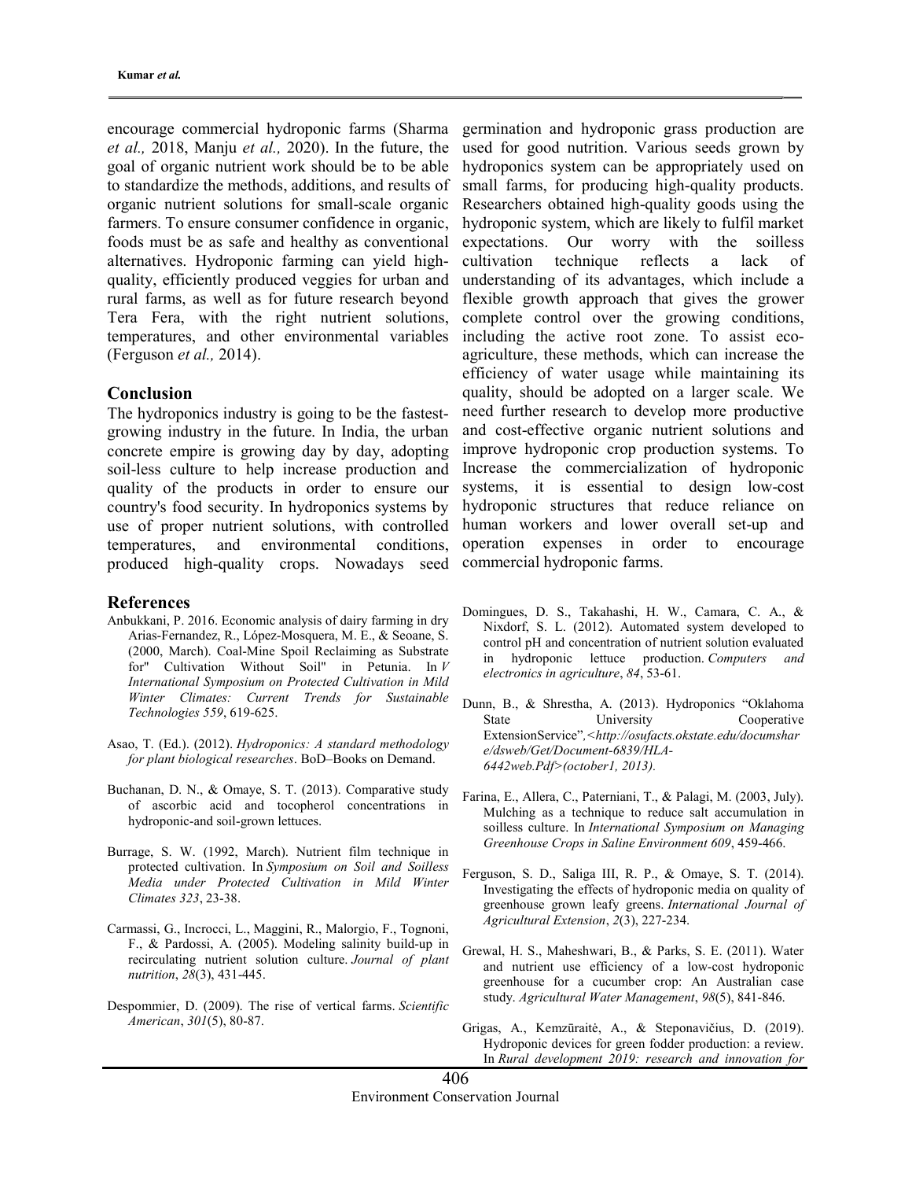encourage commercial hydroponic farms (Sharma *et al.,* 2018, Manju *et al.,* 2020). In the future, the goal of organic nutrient work should be to be able to standardize the methods, additions, and results of organic nutrient solutions for small-scale organic farmers. To ensure consumer confidence in organic, foods must be as safe and healthy as conventional alternatives. Hydroponic farming can yield high-quality, efficiently produced veggies for urban and rural farms, as well as for future research beyond Tera Fera, with the right nutrient solutions, temperatures, and other environmental variables (Ferguson *et al.,* 2014).

## Conclusion

The hydroponics industry is going to be the fastest-growing industry in the future. In India, the urban concrete empire is growing day by day, adopting soil-less culture to help increase production and quality of the products in order to ensure our country's food security. In hydroponics systems by use of proper nutrient solutions, with controlled temperatures, and environmental conditions, produced high-quality crops. Nowadays seed germination and hydroponic grass production are used for good nutrition. Various seeds grown by hydroponics system can be appropriately used on small farms, for producing high-quality products. Researchers obtained high-quality goods using the hydroponic system, which are likely to fulfil market expectations. Our worry with the soilless cultivation technique reflects a lack of understanding of its advantages, which include a flexible growth approach that gives the grower complete control over the growing conditions, including the active root zone. To assist eco-agriculture, these methods, which can increase the efficiency of water usage while maintaining its quality, should be adopted on a larger scale. We need further research to develop more productive and cost-effective organic nutrient solutions and improve hydroponic crop production systems. To Increase the commercialization of hydroponic systems, it is essential to design low-cost hydroponic structures that reduce reliance on human workers and lower overall set-up and operation expenses in order to encourage commercial hydroponic farms.

## References

Anbukkani, P. 2016. Economic analysis of dairy farming in dry Arias-Fernandez, R., López-Mosquera, M. E., & Seoane, S. (2000, March). Coal-Mine Spoil Reclaiming as Substrate for" Cultivation Without Soil" in Petunia. In *V International Symposium on Protected Cultivation in Mild Winter Climates: Current Trends for Sustainable Technologies 559*, 619-625.

Asao, T. (Ed.). (2012). *Hydroponics: A standard methodology for plant biological researches*. BoD–Books on Demand.

Buchanan, D. N., & Omaye, S. T. (2013). Comparative study of ascorbic acid and tocopherol concentrations in hydroponic-and soil-grown lettuces.

Burrage, S. W. (1992, March). Nutrient film technique in protected cultivation. In *Symposium on Soil and Soilless Media under Protected Cultivation in Mild Winter Climates 323*, 23-38.

Carmassi, G., Incrocci, L., Maggini, R., Malorgio, F., Tognoni, F., & Pardossi, A. (2005). Modeling salinity build-up in recirculating nutrient solution culture. *Journal of plant nutrition*, *28*(3), 431-445.

Despommier, D. (2009). The rise of vertical farms. *Scientific American*, *301*(5), 80-87.

Domingues, D. S., Takahashi, H. W., Camara, C. A., & Nixdorf, S. L. (2012). Automated system developed to control pH and concentration of nutrient solution evaluated in hydroponic lettuce production. *Computers and electronics in agriculture*, *84*, 53-61.

Dunn, B., & Shrestha, A. (2013). Hydroponics "Oklahoma State University Cooperative ExtensionService",*<http://osufacts.okstate.edu/documshare/dsweb/Get/Document-6839/HLA-6442web.Pdf>(october1, 2013).*

Farina, E., Allera, C., Paterniani, T., & Palagi, M. (2003, July). Mulching as a technique to reduce salt accumulation in soilless culture. In *International Symposium on Managing Greenhouse Crops in Saline Environment 609*, 459-466.

Ferguson, S. D., Saliga III, R. P., & Omaye, S. T. (2014). Investigating the effects of hydroponic media on quality of greenhouse grown leafy greens. *International Journal of Agricultural Extension*, *2*(3), 227-234.

Grewal, H. S., Maheshwari, B., & Parks, S. E. (2011). Water and nutrient use efficiency of a low-cost hydroponic greenhouse for a cucumber crop: An Australian case study. *Agricultural Water Management*, *98*(5), 841-846.

Grigas, A., Kemzūraitė, A., & Steponavičius, D. (2019). Hydroponic devices for green fodder production: a review. In *Rural development 2019: research and innovation for*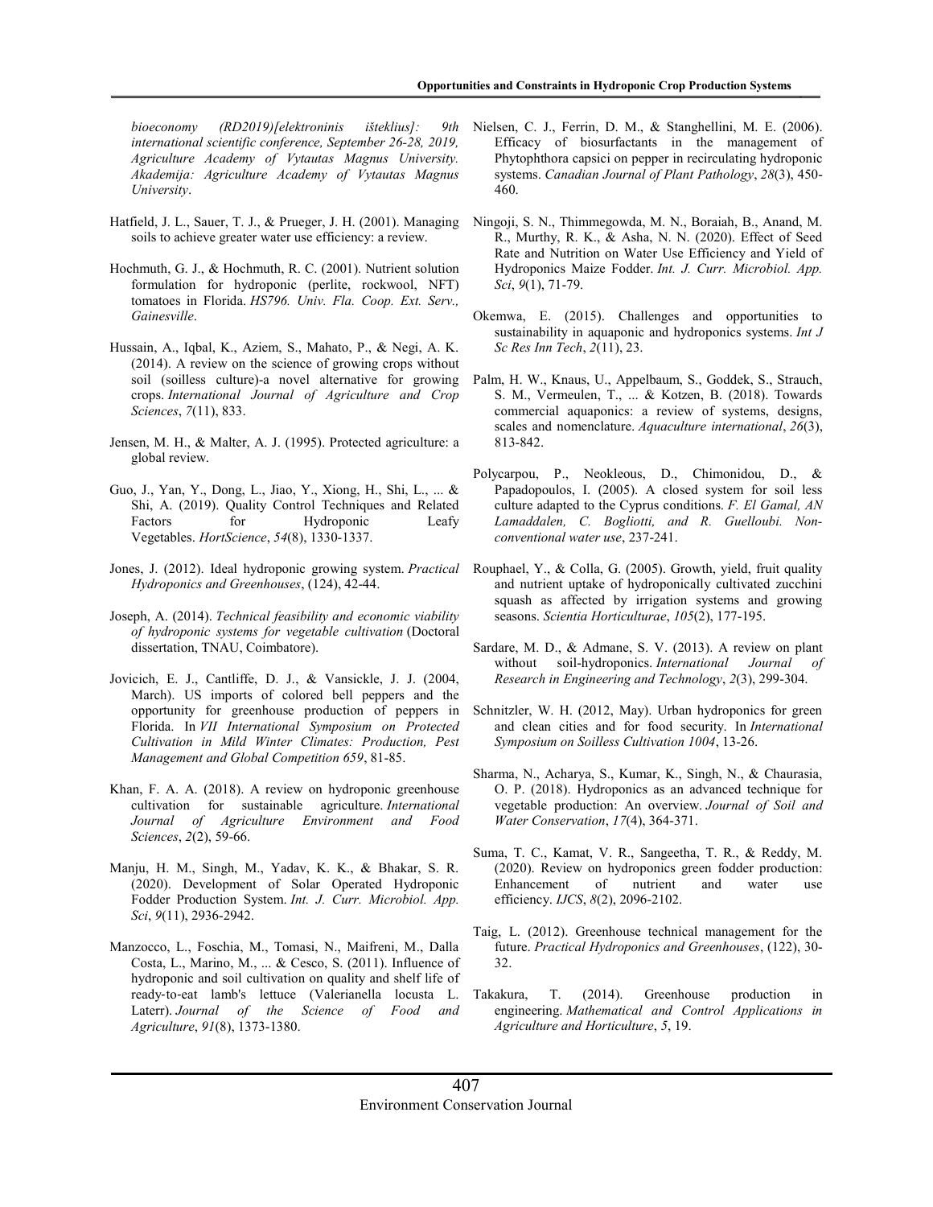*bioeconomy (RD2019)[elektroninis išteklius]: 9th international scientific conference, September 26-28, 2019, Agriculture Academy of Vytautas Magnus University. Akademija: Agriculture Academy of Vytautas Magnus University*.

Hatfield, J. L., Sauer, T. J., & Prueger, J. H. (2001). Managing soils to achieve greater water use efficiency: a review.

Hochmuth, G. J., & Hochmuth, R. C. (2001). Nutrient solution formulation for hydroponic (perlite, rockwool, NFT) tomatoes in Florida. *HS796. Univ. Fla. Coop. Ext. Serv., Gainesville*.

Hussain, A., Iqbal, K., Aziem, S., Mahato, P., & Negi, A. K. (2014). A review on the science of growing crops without soil (soilless culture)-a novel alternative for growing crops. *International Journal of Agriculture and Crop Sciences*, *7*(11), 833.

Jensen, M. H., & Malter, A. J. (1995). Protected agriculture: a global review.

Guo, J., Yan, Y., Dong, L., Jiao, Y., Xiong, H., Shi, L., ... & Shi, A. (2019). Quality Control Techniques and Related Factors for Hydroponic Leafy Vegetables. *HortScience*, *54*(8), 1330-1337.

Jones, J. (2012). Ideal hydroponic growing system. *Practical Hydroponics and Greenhouses*, (124), 42-44.

Joseph, A. (2014). *Technical feasibility and economic viability of hydroponic systems for vegetable cultivation* (Doctoral dissertation, TNAU, Coimbatore).

Jovicich, E. J., Cantliffe, D. J., & Vansickle, J. J. (2004, March). US imports of colored bell peppers and the opportunity for greenhouse production of peppers in Florida. In *VII International Symposium on Protected Cultivation in Mild Winter Climates: Production, Pest Management and Global Competition 659*, 81-85.

Khan, F. A. A. (2018). A review on hydroponic greenhouse cultivation for sustainable agriculture. *International Journal of Agriculture Environment and Food Sciences*, *2*(2), 59-66.

Manju, H. M., Singh, M., Yadav, K. K., & Bhakar, S. R. (2020). Development of Solar Operated Hydroponic Fodder Production System. *Int. J. Curr. Microbiol. App. Sci*, *9*(11), 2936-2942.

Manzocco, L., Foschia, M., Tomasi, N., Maifreni, M., Dalla Costa, L., Marino, M., ... & Cesco, S. (2011). Influence of hydroponic and soil cultivation on quality and shelf life of ready-to-eat lamb's lettuce (Valerianella locusta L. Laterr). *Journal of the Science of Food and Agriculture*, *91*(8), 1373-1380.

Nielsen, C. J., Ferrin, D. M., & Stanghellini, M. E. (2006). Efficacy of biosurfactants in the management of Phytophthora capsici on pepper in recirculating hydroponic systems. *Canadian Journal of Plant Pathology*, *28*(3), 450-460.

Ningoji, S. N., Thimmegowda, M. N., Boraiah, B., Anand, M. R., Murthy, R. K., & Asha, N. N. (2020). Effect of Seed Rate and Nutrition on Water Use Efficiency and Yield of Hydroponics Maize Fodder. *Int. J. Curr. Microbiol. App. Sci*, *9*(1), 71-79.

Okemwa, E. (2015). Challenges and opportunities to sustainability in aquaponic and hydroponics systems. *Int J Sc Res Inn Tech*, *2*(11), 23.

Palm, H. W., Knaus, U., Appelbaum, S., Goddek, S., Strauch, S. M., Vermeulen, T., ... & Kotzen, B. (2018). Towards commercial aquaponics: a review of systems, designs, scales and nomenclature. *Aquaculture international*, *26*(3), 813-842.

Polycarpou, P., Neokleous, D., Chimonidou, D., & Papadopoulos, I. (2005). A closed system for soil less culture adapted to the Cyprus conditions. *F. El Gamal, AN Lamaddalen, C. Bogliotti, and R. Guelloubi. Non-conventional water use*, 237-241.

Rouphael, Y., & Colla, G. (2005). Growth, yield, fruit quality and nutrient uptake of hydroponically cultivated zucchini squash as affected by irrigation systems and growing seasons. *Scientia Horticulturae*, *105*(2), 177-195.

Sardare, M. D., & Admane, S. V. (2013). A review on plant without soil-hydroponics. *International Journal of Research in Engineering and Technology*, *2*(3), 299-304.

Schnitzler, W. H. (2012, May). Urban hydroponics for green and clean cities and for food security. In *International Symposium on Soilless Cultivation 1004*, 13-26.

Sharma, N., Acharya, S., Kumar, K., Singh, N., & Chaurasia, O. P. (2018). Hydroponics as an advanced technique for vegetable production: An overview. *Journal of Soil and Water Conservation*, *17*(4), 364-371.

Suma, T. C., Kamat, V. R., Sangeetha, T. R., & Reddy, M. (2020). Review on hydroponics green fodder production: Enhancement of nutrient and water use efficiency. *IJCS*, *8*(2), 2096-2102.

Taig, L. (2012). Greenhouse technical management for the future. *Practical Hydroponics and Greenhouses*, (122), 30-32.

Takakura, T. (2014). Greenhouse production in engineering. *Mathematical and Control Applications in Agriculture and Horticulture*, *5*, 19.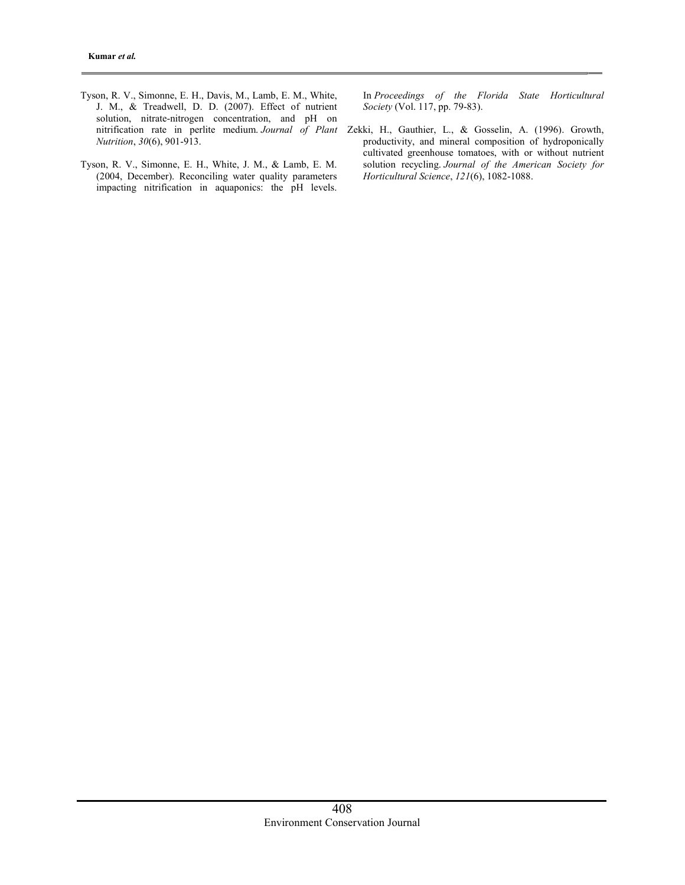Tyson, R. V., Simonne, E. H., Davis, M., Lamb, E. M., White, J. M., & Treadwell, D. D. (2007). Effect of nutrient solution, nitrate-nitrogen concentration, and pH on nitrification rate in perlite medium. *Journal of Plant Nutrition*, *30*(6), 901-913.

Tyson, R. V., Simonne, E. H., White, J. M., & Lamb, E. M. (2004, December). Reconciling water quality parameters impacting nitrification in aquaponics: the pH levels. In *Proceedings of the Florida State Horticultural Society* (Vol. 117, pp. 79-83).

Zekki, H., Gauthier, L., & Gosselin, A. (1996). Growth, productivity, and mineral composition of hydroponically cultivated greenhouse tomatoes, with or without nutrient solution recycling. *Journal of the American Society for Horticultural Science*, *121*(6), 1082-1088.